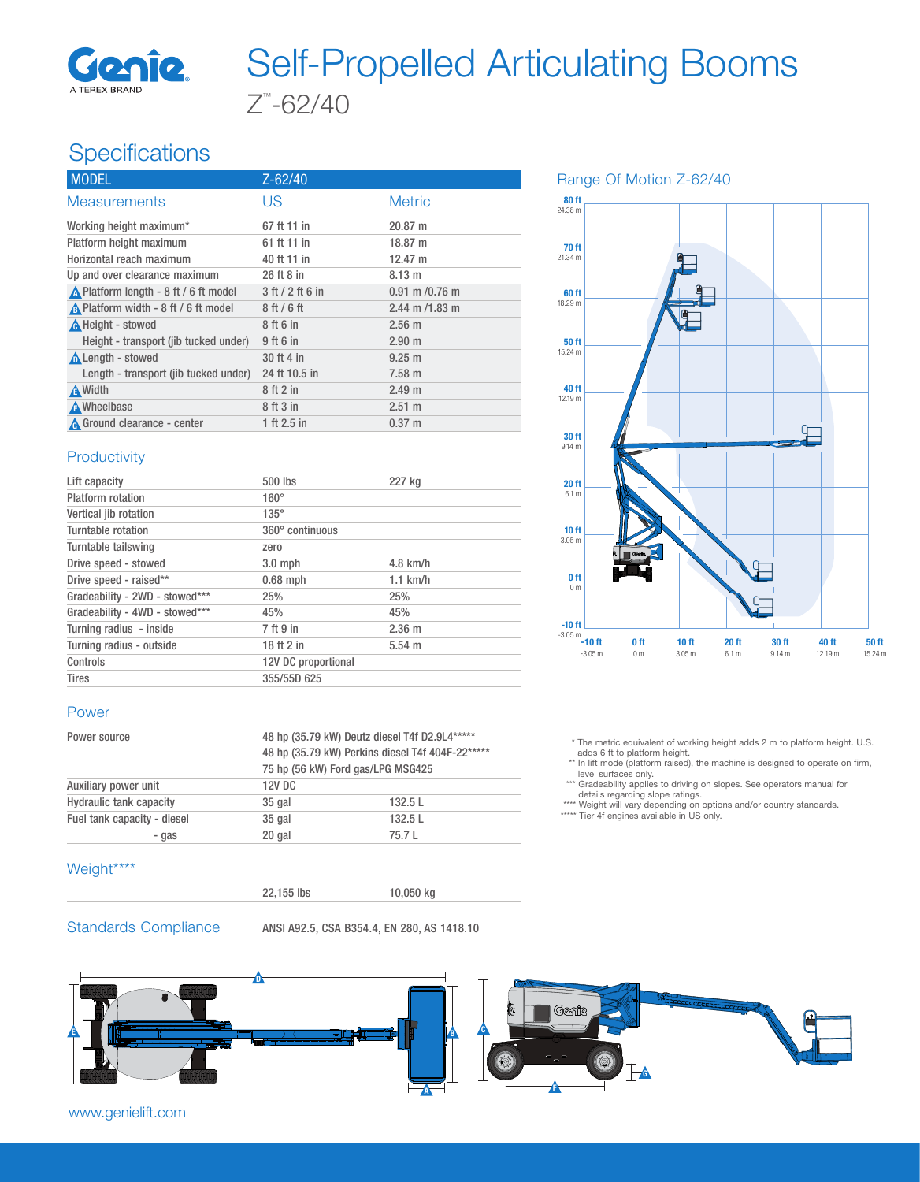# Self-Propelled Articulating Booms

Z™-62/40

## Specifications

| MODEL | Z-62/40 | |
|---|---|---|
| Measurements | US | Metric |
| Working height maximum* | 67 ft 11 in | 20.87 m |
| Platform height maximum | 61 ft 11 in | 18.87 m |
| Horizontal reach maximum | 40 ft 11 in | 12.47 m |
| Up and over clearance maximum | 26 ft 8 in | 8.13 m |
| A Platform length - 8 ft / 6 ft model | 3 ft / 2 ft 6 in | 0.91 m /0.76 m |
| B Platform width - 8 ft / 6 ft model | 8 ft / 6 ft | 2.44 m /1.83 m |
| C Height - stowed | 8 ft 6 in | 2.56 m |
| Height - transport (jib tucked under) | 9 ft 6 in | 2.90 m |
| D Length - stowed | 30 ft 4 in | 9.25 m |
| Length - transport (jib tucked under) | 24 ft 10.5 in | 7.58 m |
| E Width | 8 ft 2 in | 2.49 m |
| F Wheelbase | 8 ft 3 in | 2.51 m |
| G Ground clearance - center | 1 ft 2.5 in | 0.37 m |

### Productivity

| | | |
|---|---|---|
| Lift capacity | 500 lbs | 227 kg |
| Platform rotation | 160° | |
| Vertical jib rotation | 135° | |
| Turntable rotation | 360° continuous | |
| Turntable tailswing | zero | |
| Drive speed - stowed | 3.0 mph | 4.8 km/h |
| Drive speed - raised** | 0.68 mph | 1.1 km/h |
| Gradeability - 2WD - stowed*** | 25% | 25% |
| Gradeability - 4WD - stowed*** | 45% | 45% |
| Turning radius - inside | 7 ft 9 in | 2.36 m |
| Turning radius - outside | 18 ft 2 in | 5.54 m |
| Controls | 12V DC proportional | |
| Tires | 355/55D 625 | |

### Power

| | | |
|---|---|---|
| Power source | 48 hp (35.79 kW) Deutz diesel T4f D2.9L4*****<br>48 hp (35.79 kW) Perkins diesel T4f 404F-22*****<br>75 hp (56 kW) Ford gas/LPG MSG425 | |
| Auxiliary power unit | 12V DC | |
| Hydraulic tank capacity | 35 gal | 132.5 L |
| Fuel tank capacity - diesel | 35 gal | 132.5 L |
| - gas | 20 gal | 75.7 L |

### Weight****

| | | |
|---|---|---|
| | 22,155 lbs | 10,050 kg |

### Standards Compliance

ANSI A92.5, CSA B354.4, EN 280, AS 1418.10

## Range Of Motion Z-62/40

\* The metric equivalent of working height adds 2 m to platform height. U.S. adds 6 ft to platform height.
\** In lift mode (platform raised), the machine is designed to operate on firm, level surfaces only.
\*** Gradeability applies to driving on slopes. See operators manual for details regarding slope ratings.
\**** Weight will vary depending on options and/or country standards.
\***** Tier 4f engines available in US only.

www.genielift.com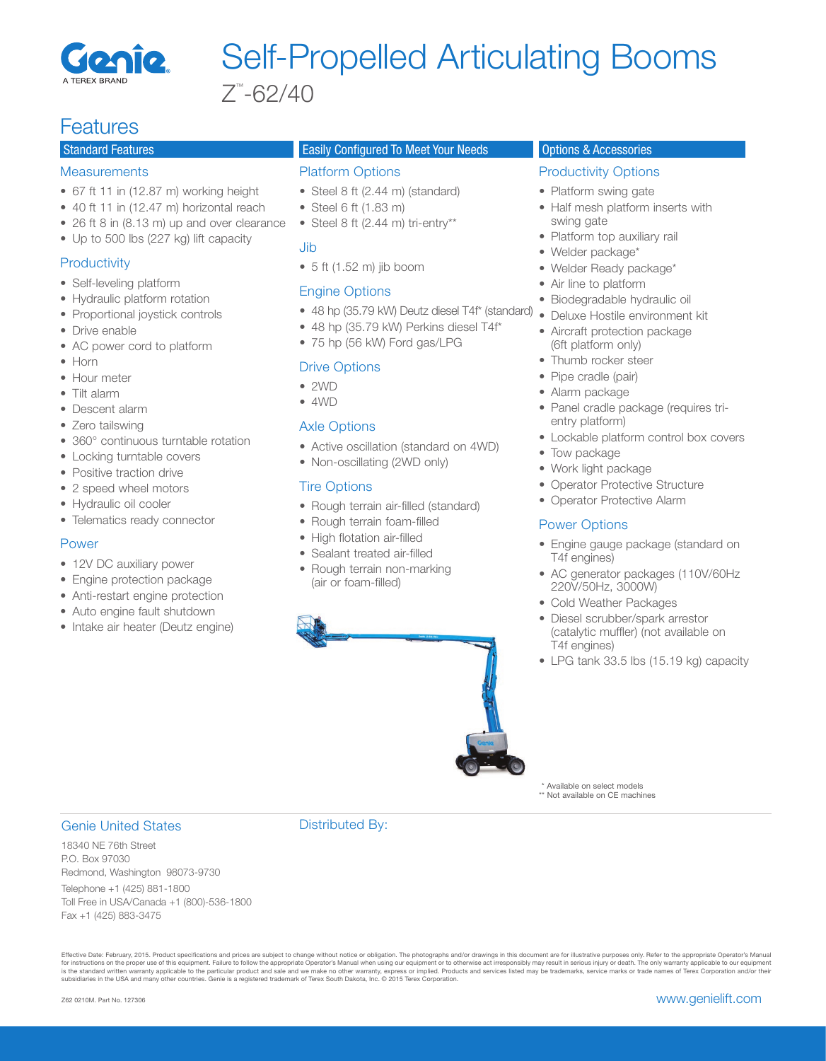# Self-Propelled Articulating Booms

Z™-62/40

## Features

### Standard Features

#### Measurements

- 67 ft 11 in (12.87 m) working height
- 40 ft 11 in (12.47 m) horizontal reach
- 26 ft 8 in (8.13 m) up and over clearance
- Up to 500 lbs (227 kg) lift capacity

#### Productivity

- Self-leveling platform
- Hydraulic platform rotation
- Proportional joystick controls
- Drive enable
- AC power cord to platform
- Horn
- Hour meter
- Tilt alarm
- Descent alarm
- Zero tailswing
- 360° continuous turntable rotation
- Locking turntable covers
- Positive traction drive
- 2 speed wheel motors
- Hydraulic oil cooler
- Telematics ready connector

#### Power

- 12V DC auxiliary power
- Engine protection package
- Anti-restart engine protection
- Auto engine fault shutdown
- Intake air heater (Deutz engine)

### Easily Configured To Meet Your Needs

#### Platform Options

- Steel 8 ft (2.44 m) (standard)
- Steel 6 ft (1.83 m)
- Steel 8 ft (2.44 m) tri-entry**

#### Jib

- 5 ft (1.52 m) jib boom

#### Engine Options

- 48 hp (35.79 kW) Deutz diesel T4f* (standard)
- 48 hp (35.79 kW) Perkins diesel T4f*
- 75 hp (56 kW) Ford gas/LPG

#### Drive Options

- 2WD
- 4WD

#### Axle Options

- Active oscillation (standard on 4WD)
- Non-oscillating (2WD only)

#### Tire Options

- Rough terrain air-filled (standard)
- Rough terrain foam-filled
- High flotation air-filled
- Sealant treated air-filled
- Rough terrain non-marking (air or foam-filled)

### Options & Accessories

#### Productivity Options

- Platform swing gate
- Half mesh platform inserts with swing gate
- Platform top auxiliary rail
- Welder package*
- Welder Ready package*
- Air line to platform
- Biodegradable hydraulic oil
- Deluxe Hostile environment kit
- Aircraft protection package (6ft platform only)
- Thumb rocker steer
- Pipe cradle (pair)
- Alarm package
- Panel cradle package (requires tri-entry platform)
- Lockable platform control box covers
- Tow package
- Work light package
- Operator Protective Structure
- Operator Protective Alarm

#### Power Options

- Engine gauge package (standard on T4f engines)
- AC generator packages (110V/60Hz 220V/50Hz, 3000W)
- Cold Weather Packages
- Diesel scrubber/spark arrestor (catalytic muffler) (not available on T4f engines)
- LPG tank 33.5 lbs (15.19 kg) capacity

\* Available on select models
** Not available on CE machines

### Genie United States

18340 NE 76th Street
P.O. Box 97030
Redmond, Washington 98073-9730
Telephone +1 (425) 881-1800
Toll Free in USA/Canada +1 (800)-536-1800
Fax +1 (425) 883-3475

### Distributed By:

Effective Date: February, 2015. Product specifications and prices are subject to change without notice or obligation. The photographs and/or drawings in this document are for illustrative purposes only. Refer to the appropriate Operator's Manual for instructions on the proper use of this equipment. Failure to follow the appropriate Operator's Manual when using our equipment or to otherwise act irresponsibly may result in serious injury or death. The only warranty applicable to our equipment is the standard written warranty applicable to the particular product and sale and we make no other warranty, express or implied. Products and services listed may be trademarks, service marks or trade names of Terex Corporation and/or their subsidiaries in the USA and many other countries. Genie is a registered trademark of Terex South Dakota, Inc. © 2015 Terex Corporation.

Z62 0210M. Part No. 127306

www.genielift.com